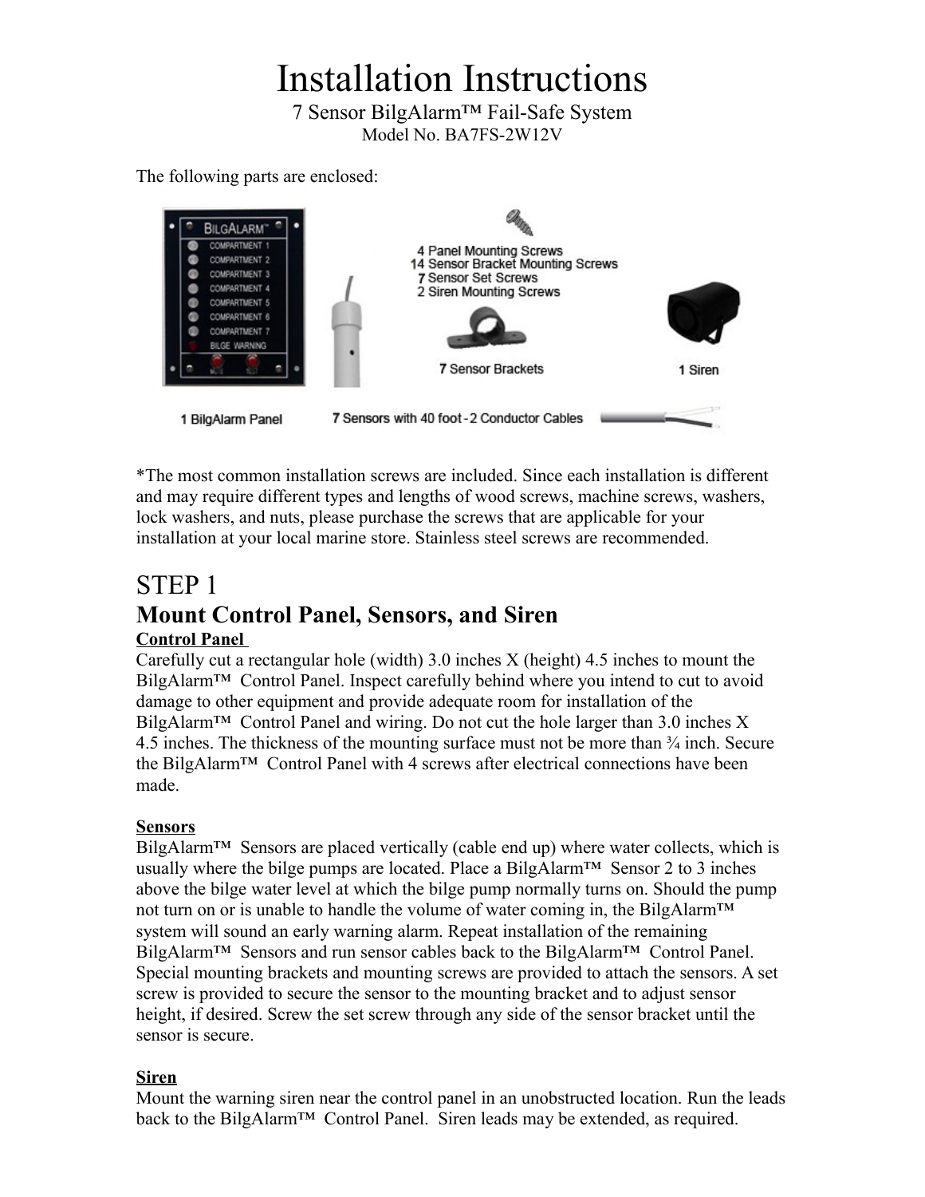# Installation Instructions

7 Sensor BilgAlarm™ Fail-Safe System
Model No. BA7FS-2W12V

The following parts are enclosed:

- 1 BilgAlarm Panel
- 7 Sensors with 40 foot - 2 Conductor Cables
- 4 Panel Mounting Screws
- 14 Sensor Bracket Mounting Screws
- 7 Sensor Set Screws
- 2 Siren Mounting Screws
- 7 Sensor Brackets
- 1 Siren

*The most common installation screws are included. Since each installation is different and may require different types and lengths of wood screws, machine screws, washers, lock washers, and nuts, please purchase the screws that are applicable for your installation at your local marine store. Stainless steel screws are recommended.

## STEP 1

## Mount Control Panel, Sensors, and Siren

**Control Panel**

Carefully cut a rectangular hole (width) 3.0 inches X (height) 4.5 inches to mount the BilgAlarm™ Control Panel. Inspect carefully behind where you intend to cut to avoid damage to other equipment and provide adequate room for installation of the BilgAlarm™ Control Panel and wiring. Do not cut the hole larger than 3.0 inches X 4.5 inches. The thickness of the mounting surface must not be more than ¾ inch. Secure the BilgAlarm™ Control Panel with 4 screws after electrical connections have been made.

**Sensors**

BilgAlarm™ Sensors are placed vertically (cable end up) where water collects, which is usually where the bilge pumps are located. Place a BilgAlarm™ Sensor 2 to 3 inches above the bilge water level at which the bilge pump normally turns on. Should the pump not turn on or is unable to handle the volume of water coming in, the BilgAlarm™ system will sound an early warning alarm. Repeat installation of the remaining BilgAlarm™ Sensors and run sensor cables back to the BilgAlarm™ Control Panel. Special mounting brackets and mounting screws are provided to attach the sensors. A set screw is provided to secure the sensor to the mounting bracket and to adjust sensor height, if desired. Screw the set screw through any side of the sensor bracket until the sensor is secure.

**Siren**

Mount the warning siren near the control panel in an unobstructed location. Run the leads back to the BilgAlarm™ Control Panel. Siren leads may be extended, as required.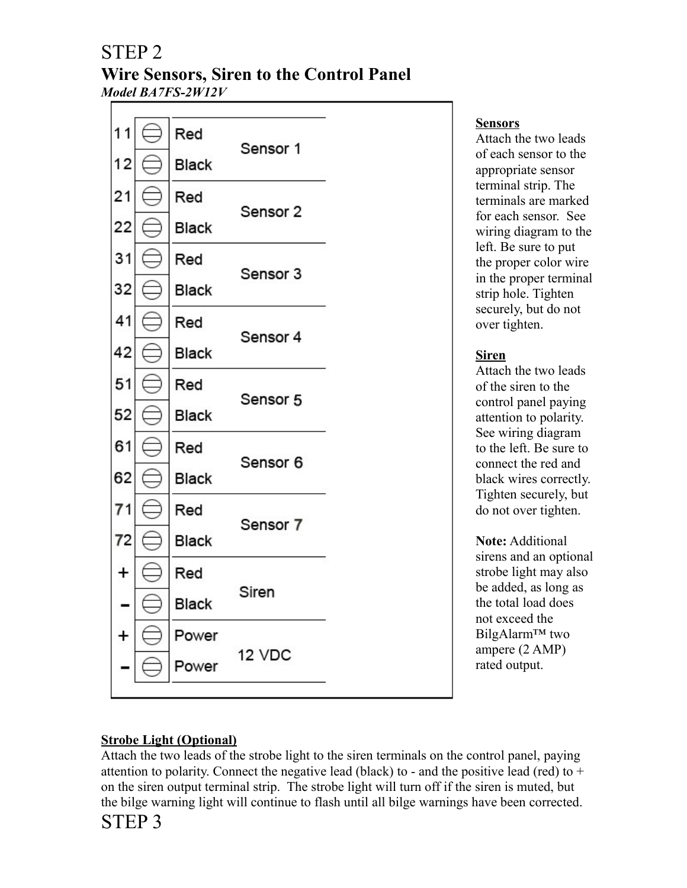# STEP 2

## Wire Sensors, Siren to the Control Panel

*Model BA7FS-2W12V*

| Terminal | Wire | Connection |
| --- | --- | --- |
| 11 | Red | Sensor 1 |
| 12 | Black | |
| 21 | Red | Sensor 2 |
| 22 | Black | |
| 31 | Red | Sensor 3 |
| 32 | Black | |
| 41 | Red | Sensor 4 |
| 42 | Black | |
| 51 | Red | Sensor 5 |
| 52 | Black | |
| 61 | Red | Sensor 6 |
| 62 | Black | |
| 71 | Red | Sensor 7 |
| 72 | Black | |
| + | Red | Siren |
| - | Black | |
| + | Power | 12 VDC |
| - | Power | |

**Sensors**

Attach the two leads of each sensor to the appropriate sensor terminal strip. The terminals are marked for each sensor. See wiring diagram to the left. Be sure to put the proper color wire in the proper terminal strip hole. Tighten securely, but do not over tighten.

**Siren**

Attach the two leads of the siren to the control panel paying attention to polarity. See wiring diagram to the left. Be sure to connect the red and black wires correctly. Tighten securely, but do not over tighten.

**Note:** Additional sirens and an optional strobe light may also be added, as long as the total load does not exceed the BilgAlarm™ two ampere (2 AMP) rated output.

**Strobe Light (Optional)**

Attach the two leads of the strobe light to the siren terminals on the control panel, paying attention to polarity. Connect the negative lead (black) to - and the positive lead (red) to + on the siren output terminal strip. The strobe light will turn off if the siren is muted, but the bilge warning light will continue to flash until all bilge warnings have been corrected.

# STEP 3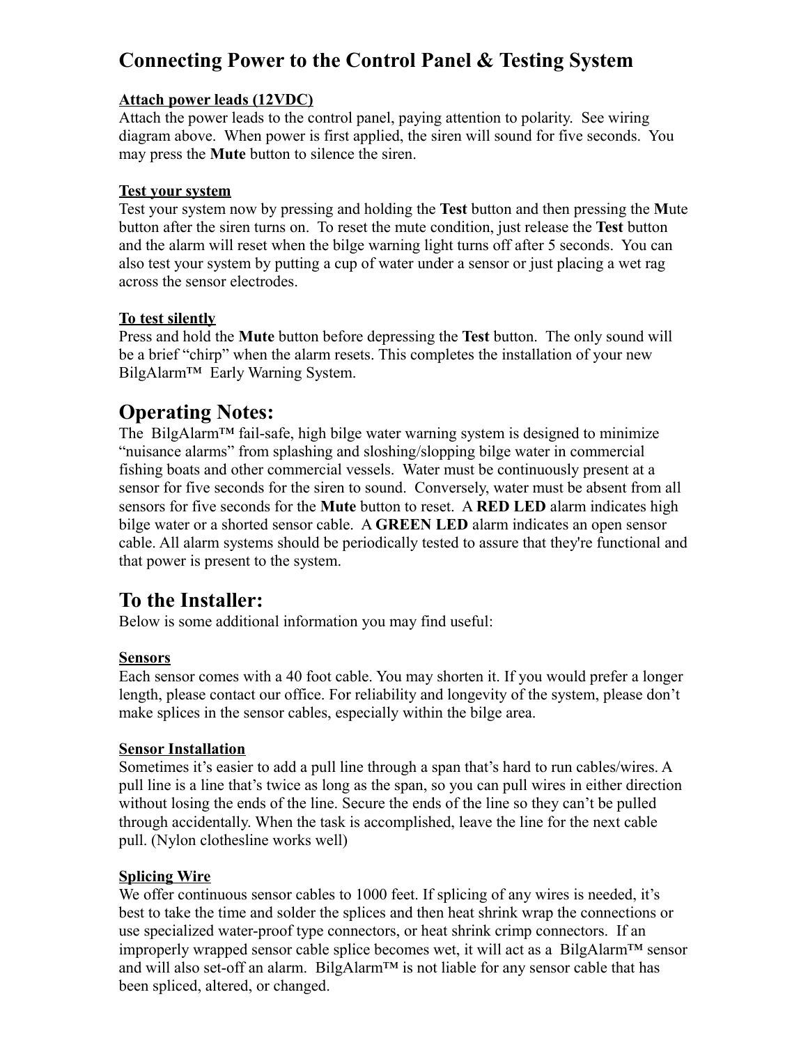## Connecting Power to the Control Panel & Testing System

**Attach power leads (12VDC)**

Attach the power leads to the control panel, paying attention to polarity. See wiring diagram above. When power is first applied, the siren will sound for five seconds. You may press the **Mute** button to silence the siren.

**Test your system**

Test your system now by pressing and holding the **Test** button and then pressing the **M**ute button after the siren turns on. To reset the mute condition, just release the **Test** button and the alarm will reset when the bilge warning light turns off after 5 seconds. You can also test your system by putting a cup of water under a sensor or just placing a wet rag across the sensor electrodes.

**To test silently**

Press and hold the **Mute** button before depressing the **Test** button. The only sound will be a brief "chirp" when the alarm resets. This completes the installation of your new BilgAlarm™ Early Warning System.

## Operating Notes:

The BilgAlarm™ fail-safe, high bilge water warning system is designed to minimize "nuisance alarms" from splashing and sloshing/slopping bilge water in commercial fishing boats and other commercial vessels. Water must be continuously present at a sensor for five seconds for the siren to sound. Conversely, water must be absent from all sensors for five seconds for the **Mute** button to reset. A **RED LED** alarm indicates high bilge water or a shorted sensor cable. A **GREEN LED** alarm indicates an open sensor cable. All alarm systems should be periodically tested to assure that they're functional and that power is present to the system.

## To the Installer:

Below is some additional information you may find useful:

**Sensors**

Each sensor comes with a 40 foot cable. You may shorten it. If you would prefer a longer length, please contact our office. For reliability and longevity of the system, please don't make splices in the sensor cables, especially within the bilge area.

**Sensor Installation**

Sometimes it's easier to add a pull line through a span that's hard to run cables/wires. A pull line is a line that's twice as long as the span, so you can pull wires in either direction without losing the ends of the line. Secure the ends of the line so they can't be pulled through accidentally. When the task is accomplished, leave the line for the next cable pull. (Nylon clothesline works well)

**Splicing Wire**

We offer continuous sensor cables to 1000 feet. If splicing of any wires is needed, it's best to take the time and solder the splices and then heat shrink wrap the connections or use specialized water-proof type connectors, or heat shrink crimp connectors. If an improperly wrapped sensor cable splice becomes wet, it will act as a BilgAlarm™ sensor and will also set-off an alarm. BilgAlarm™ is not liable for any sensor cable that has been spliced, altered, or changed.